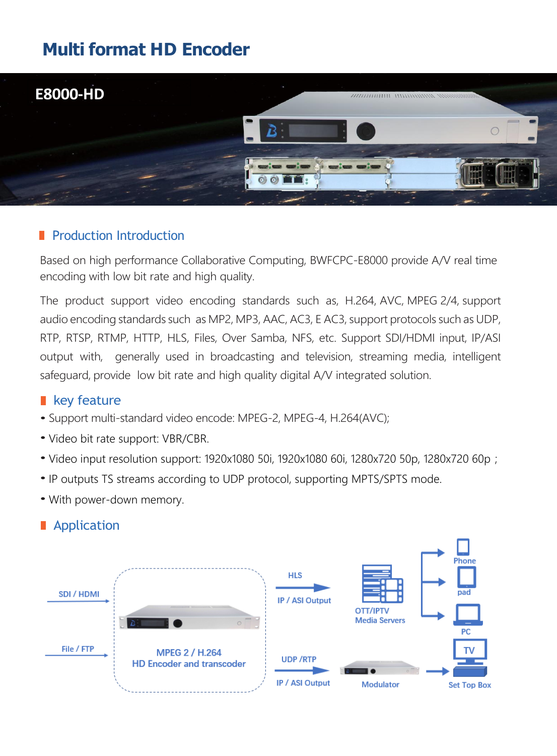# Multi format HD Encoder

E8000-HD

## Production Introduction

Based on high performance Collaborative Computing, BWFCPC-E8000 provide A/V real time encoding with low bit rate and high quality.

The product support video encoding standards such as, H.264, AVC, MPEG 2/4, support audio encoding standards such as MP2, MP3, AAC, AC3, E AC3, support protocols such as UDP, RTP, RTSP, RTMP, HTTP, HLS, Files, Over Samba, NFS, etc. Support SDI/HDMI input, IP/ASI output with, generally used in broadcasting and television, streaming media, intelligent safeguard, provide low bit rate and high quality digital A/V integrated solution.

## key feature

- Support multi-standard video encode: MPEG-2, MPEG-4, H.264(AVC);
- Video bit rate support: VBR/CBR.
- Video input resolution support: 1920x1080 50i, 1920x1080 60i, 1280x720 50p, 1280x720 60p ;
- IP outputs TS streams according to UDP protocol, supporting MPTS/SPTS mode.
- With power-down memory.

## Application

SDI / HDMI

File / FTP

MPEG 2 / H.264
HD Encoder and transcoder

HLS

IP / ASI Output

UDP /RTP

IP / ASI Output

OTT/IPTV
Media Servers

Modulator

Phone

pad

PC

TV

Set Top Box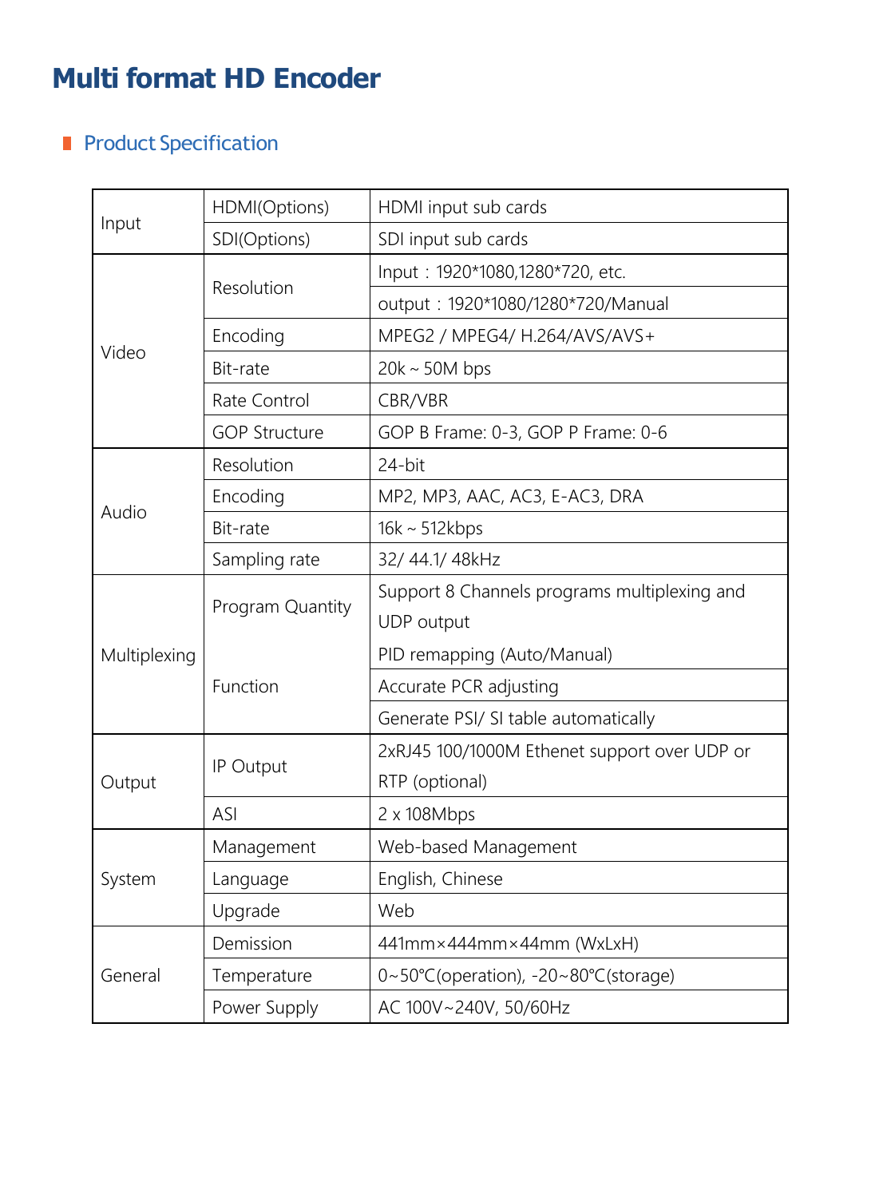# Multi format HD Encoder

## Product Specification

| | | |
|---|---|---|
| Input | HDMI(Options) | HDMI input sub cards |
| | SDI(Options) | SDI input sub cards |
| Video | Resolution | Input：1920*1080,1280*720, etc. |
| | | output：1920*1080/1280*720/Manual |
| | Encoding | MPEG2 / MPEG4/ H.264/AVS/AVS+ |
| | Bit-rate | 20k ~ 50M bps |
| | Rate Control | CBR/VBR |
| | GOP Structure | GOP B Frame: 0-3, GOP P Frame: 0-6 |
| Audio | Resolution | 24-bit |
| | Encoding | MP2, MP3, AAC, AC3, E-AC3, DRA |
| | Bit-rate | 16k ~ 512kbps |
| | Sampling rate | 32/ 44.1/ 48kHz |
| Multiplexing | Program Quantity | Support 8 Channels programs multiplexing and UDP output |
| | Function | PID remapping (Auto/Manual) |
| | | Accurate PCR adjusting |
| | | Generate PSI/ SI table automatically |
| Output | IP Output | 2xRJ45 100/1000M Ethenet support over UDP or RTP (optional) |
| | ASI | 2 x 108Mbps |
| System | Management | Web-based Management |
| | Language | English, Chinese |
| | Upgrade | Web |
| General | Demission | 441mm×444mm×44mm (WxLxH) |
| | Temperature | 0~50℃(operation), -20~80℃(storage) |
| | Power Supply | AC 100V~240V, 50/60Hz |